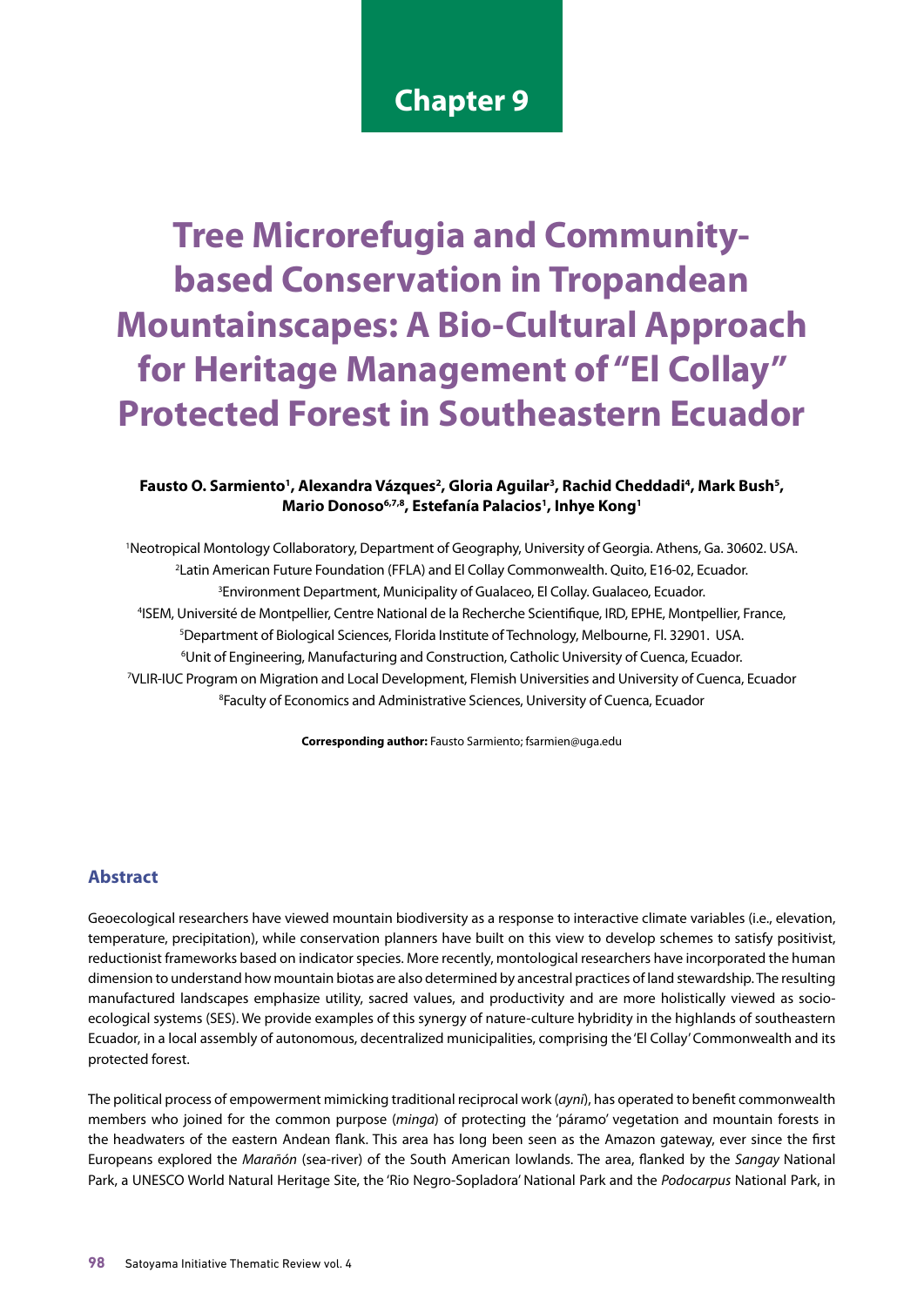Chapter 9

# Tree Microrefugia and Community-based Conservation in Tropandean Mountainscapes: A Bio-Cultural Approach for Heritage Management of "El Collay" Protected Forest in Southeastern Ecuador

**Fausto O. Sarmiento[1], Alexandra Vázques[2], Gloria Aguilar[3], Rachid Cheddadi[4], Mark Bush[5], Mario Donoso[6,7,8], Estefanía Palacios[1], Inhye Kong[1]**

[1]Neotropical Montology Collaboratory, Department of Geography, University of Georgia. Athens, Ga. 30602. USA.
[2]Latin American Future Foundation (FFLA) and El Collay Commonwealth. Quito, E16-02, Ecuador.
[3]Environment Department, Municipality of Gualaceo, El Collay. Gualaceo, Ecuador.
[4]ISEM, Université de Montpellier, Centre National de la Recherche Scientifique, IRD, EPHE, Montpellier, France,
[5]Department of Biological Sciences, Florida Institute of Technology, Melbourne, Fl. 32901. USA.
[6]Unit of Engineering, Manufacturing and Construction, Catholic University of Cuenca, Ecuador.
[7]VLIR-IUC Program on Migration and Local Development, Flemish Universities and University of Cuenca, Ecuador
[8]Faculty of Economics and Administrative Sciences, University of Cuenca, Ecuador

**Corresponding author:** Fausto Sarmiento; fsarmien@uga.edu

## Abstract

Geoecological researchers have viewed mountain biodiversity as a response to interactive climate variables (i.e., elevation, temperature, precipitation), while conservation planners have built on this view to develop schemes to satisfy positivist, reductionist frameworks based on indicator species. More recently, montological researchers have incorporated the human dimension to understand how mountain biotas are also determined by ancestral practices of land stewardship. The resulting manufactured landscapes emphasize utility, sacred values, and productivity and are more holistically viewed as socio-ecological systems (SES). We provide examples of this synergy of nature-culture hybridity in the highlands of southeastern Ecuador, in a local assembly of autonomous, decentralized municipalities, comprising the 'El Collay' Commonwealth and its protected forest.

The political process of empowerment mimicking traditional reciprocal work (*ayni*), has operated to benefit commonwealth members who joined for the common purpose (*minga*) of protecting the 'páramo' vegetation and mountain forests in the headwaters of the eastern Andean flank. This area has long been seen as the Amazon gateway, ever since the first Europeans explored the *Marañón* (sea-river) of the South American lowlands. The area, flanked by the *Sangay* National Park, a UNESCO World Natural Heritage Site, the 'Rio Negro-Sopladora' National Park and the *Podocarpus* National Park, in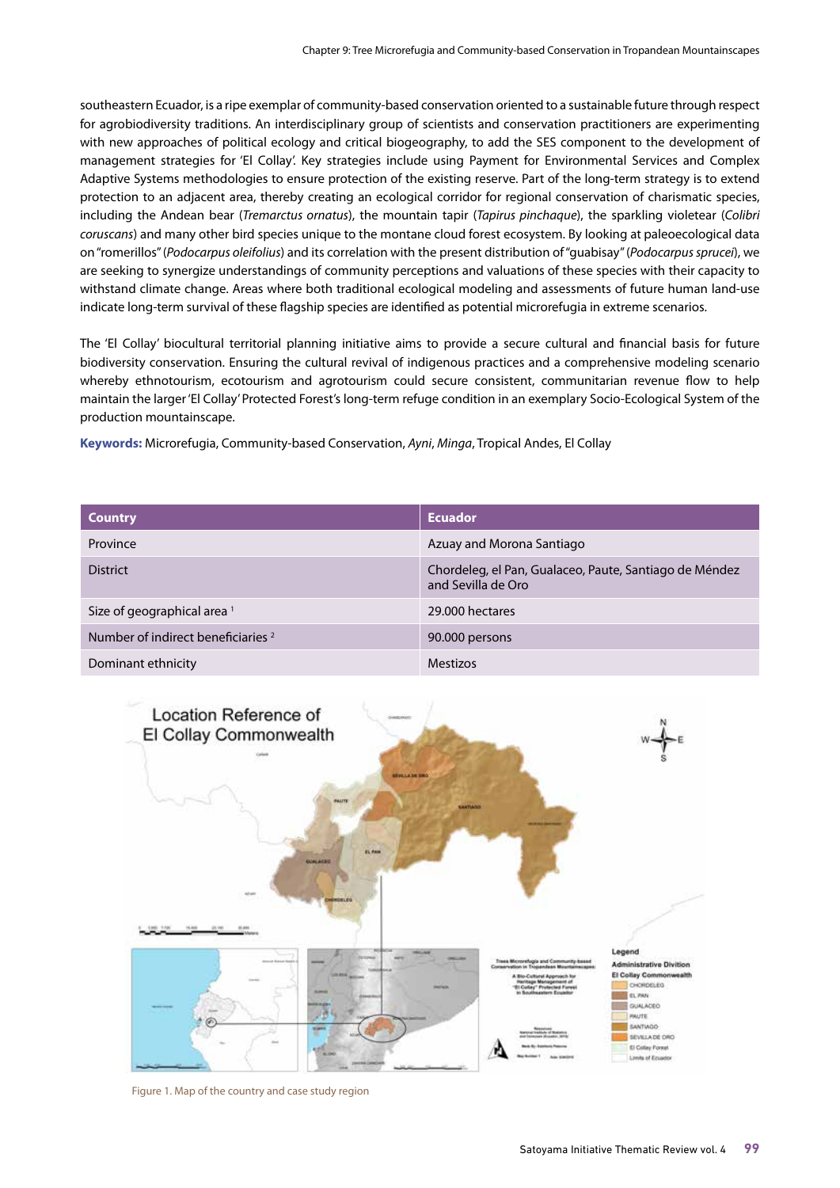southeastern Ecuador, is a ripe exemplar of community-based conservation oriented to a sustainable future through respect for agrobiodiversity traditions. An interdisciplinary group of scientists and conservation practitioners are experimenting with new approaches of political ecology and critical biogeography, to add the SES component to the development of management strategies for 'El Collay'. Key strategies include using Payment for Environmental Services and Complex Adaptive Systems methodologies to ensure protection of the existing reserve. Part of the long-term strategy is to extend protection to an adjacent area, thereby creating an ecological corridor for regional conservation of charismatic species, including the Andean bear (*Tremarctus ornatus*), the mountain tapir (*Tapirus pinchaque*), the sparkling violetear (*Colibri coruscans*) and many other bird species unique to the montane cloud forest ecosystem. By looking at paleoecological data on "romerillos" (*Podocarpus oleifolius*) and its correlation with the present distribution of "guabisay" (*Podocarpus sprucei*), we are seeking to synergize understandings of community perceptions and valuations of these species with their capacity to withstand climate change. Areas where both traditional ecological modeling and assessments of future human land-use indicate long-term survival of these flagship species are identified as potential microrefugia in extreme scenarios.

The 'El Collay' biocultural territorial planning initiative aims to provide a secure cultural and financial basis for future biodiversity conservation. Ensuring the cultural revival of indigenous practices and a comprehensive modeling scenario whereby ethnotourism, ecotourism and agrotourism could secure consistent, communitarian revenue flow to help maintain the larger 'El Collay' Protected Forest's long-term refuge condition in an exemplary Socio-Ecological System of the production mountainscape.

**Keywords:** Microrefugia, Community-based Conservation, *Ayni*, *Minga*, Tropical Andes, El Collay

| Country | Ecuador |
|---|---|
| Province | Azuay and Morona Santiago |
| District | Chordeleg, el Pan, Gualaceo, Paute, Santiago de Méndez and Sevilla de Oro |
| Size of geographical area [1] | 29.000 hectares |
| Number of indirect beneficiaries [2] | 90.000 persons |
| Dominant ethnicity | Mestizos |

Figure 1. Map of the country and case study region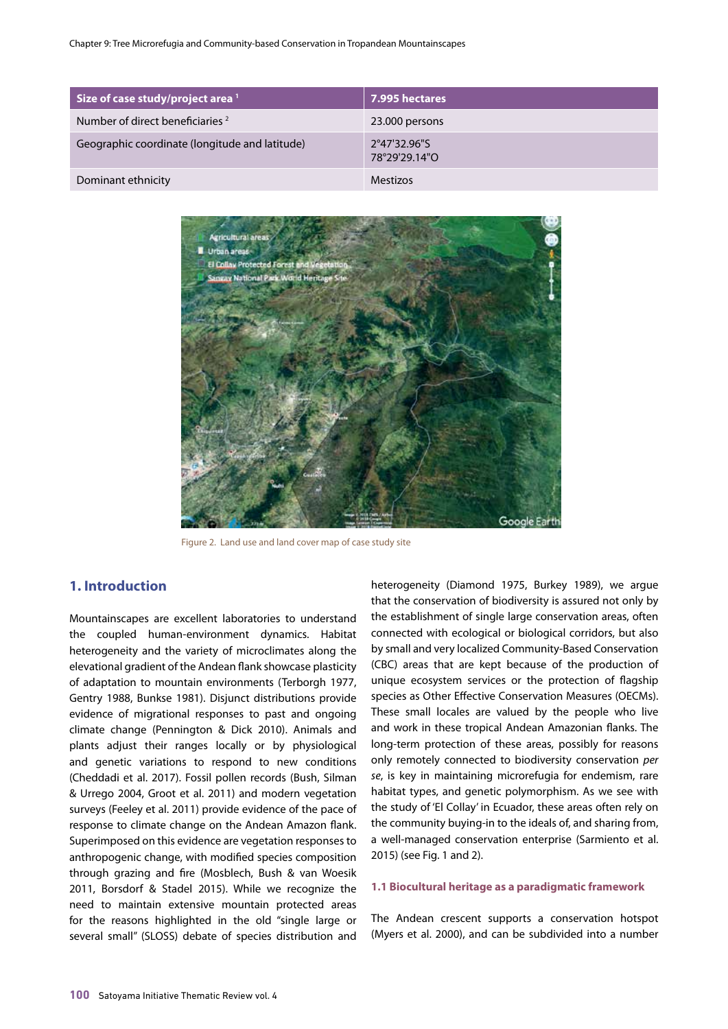| Size of case study/project area [1] | 7.995 hectares |
|---|---|
| Number of direct beneficiaries [2] | 23.000 persons |
| Geographic coordinate (longitude and latitude) | 2°47'32.96"S 78°29'29.14"O |
| Dominant ethnicity | Mestizos |

Figure 2. Land use and land cover map of case study site

## 1. Introduction

Mountainscapes are excellent laboratories to understand the coupled human-environment dynamics. Habitat heterogeneity and the variety of microclimates along the elevational gradient of the Andean flank showcase plasticity of adaptation to mountain environments (Terborgh 1977, Gentry 1988, Bunkse 1981). Disjunct distributions provide evidence of migrational responses to past and ongoing climate change (Pennington & Dick 2010). Animals and plants adjust their ranges locally or by physiological and genetic variations to respond to new conditions (Cheddadi et al. 2017). Fossil pollen records (Bush, Silman & Urrego 2004, Groot et al. 2011) and modern vegetation surveys (Feeley et al. 2011) provide evidence of the pace of response to climate change on the Andean Amazon flank. Superimposed on this evidence are vegetation responses to anthropogenic change, with modified species composition through grazing and fire (Mosblech, Bush & van Woesik 2011, Borsdorf & Stadel 2015). While we recognize the need to maintain extensive mountain protected areas for the reasons highlighted in the old "single large or several small" (SLOSS) debate of species distribution and heterogeneity (Diamond 1975, Burkey 1989), we argue that the conservation of biodiversity is assured not only by the establishment of single large conservation areas, often connected with ecological or biological corridors, but also by small and very localized Community-Based Conservation (CBC) areas that are kept because of the production of unique ecosystem services or the protection of flagship species as Other Effective Conservation Measures (OECMs). These small locales are valued by the people who live and work in these tropical Andean Amazonian flanks. The long-term protection of these areas, possibly for reasons only remotely connected to biodiversity conservation *per se*, is key in maintaining microrefugia for endemism, rare habitat types, and genetic polymorphism. As we see with the study of 'El Collay' in Ecuador, these areas often rely on the community buying-in to the ideals of, and sharing from, a well-managed conservation enterprise (Sarmiento et al. 2015) (see Fig. 1 and 2).

### 1.1 Biocultural heritage as a paradigmatic framework

The Andean crescent supports a conservation hotspot (Myers et al. 2000), and can be subdivided into a number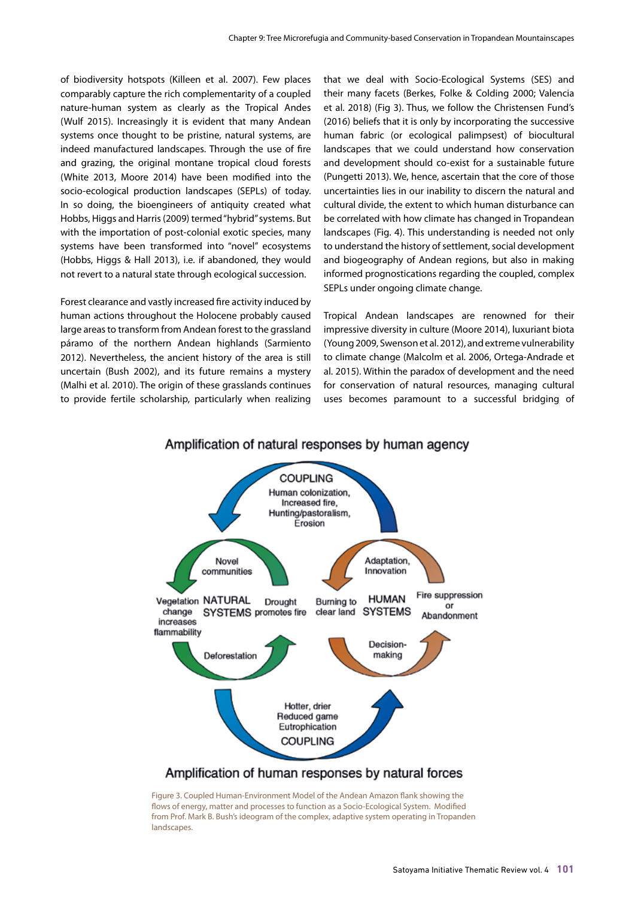of biodiversity hotspots (Killeen et al. 2007). Few places comparably capture the rich complementarity of a coupled nature-human system as clearly as the Tropical Andes (Wulf 2015). Increasingly it is evident that many Andean systems once thought to be pristine, natural systems, are indeed manufactured landscapes. Through the use of fire and grazing, the original montane tropical cloud forests (White 2013, Moore 2014) have been modified into the socio-ecological production landscapes (SEPLs) of today. In so doing, the bioengineers of antiquity created what Hobbs, Higgs and Harris (2009) termed "hybrid" systems. But with the importation of post-colonial exotic species, many systems have been transformed into "novel" ecosystems (Hobbs, Higgs & Hall 2013), i.e. if abandoned, they would not revert to a natural state through ecological succession.

Forest clearance and vastly increased fire activity induced by human actions throughout the Holocene probably caused large areas to transform from Andean forest to the grassland páramo of the northern Andean highlands (Sarmiento 2012). Nevertheless, the ancient history of the area is still uncertain (Bush 2002), and its future remains a mystery (Malhi et al. 2010). The origin of these grasslands continues to provide fertile scholarship, particularly when realizing that we deal with Socio-Ecological Systems (SES) and their many facets (Berkes, Folke & Colding 2000; Valencia et al. 2018) (Fig 3). Thus, we follow the Christensen Fund's (2016) beliefs that it is only by incorporating the successive human fabric (or ecological palimpsest) of biocultural landscapes that we could understand how conservation and development should co-exist for a sustainable future (Pungetti 2013). We, hence, ascertain that the core of those uncertainties lies in our inability to discern the natural and cultural divide, the extent to which human disturbance can be correlated with how climate has changed in Tropandean landscapes (Fig. 4). This understanding is needed not only to understand the history of settlement, social development and biogeography of Andean regions, but also in making informed prognostications regarding the coupled, complex SEPLs under ongoing climate change.

Tropical Andean landscapes are renowned for their impressive diversity in culture (Moore 2014), luxuriant biota (Young 2009, Swenson et al. 2012), and extreme vulnerability to climate change (Malcolm et al. 2006, Ortega-Andrade et al. 2015). Within the paradox of development and the need for conservation of natural resources, managing cultural uses becomes paramount to a successful bridging of

Figure 3. Coupled Human-Environment Model of the Andean Amazon flank showing the flows of energy, matter and processes to function as a Socio-Ecological System. Modified from Prof. Mark B. Bush's ideogram of the complex, adaptive system operating in Tropanden landscapes.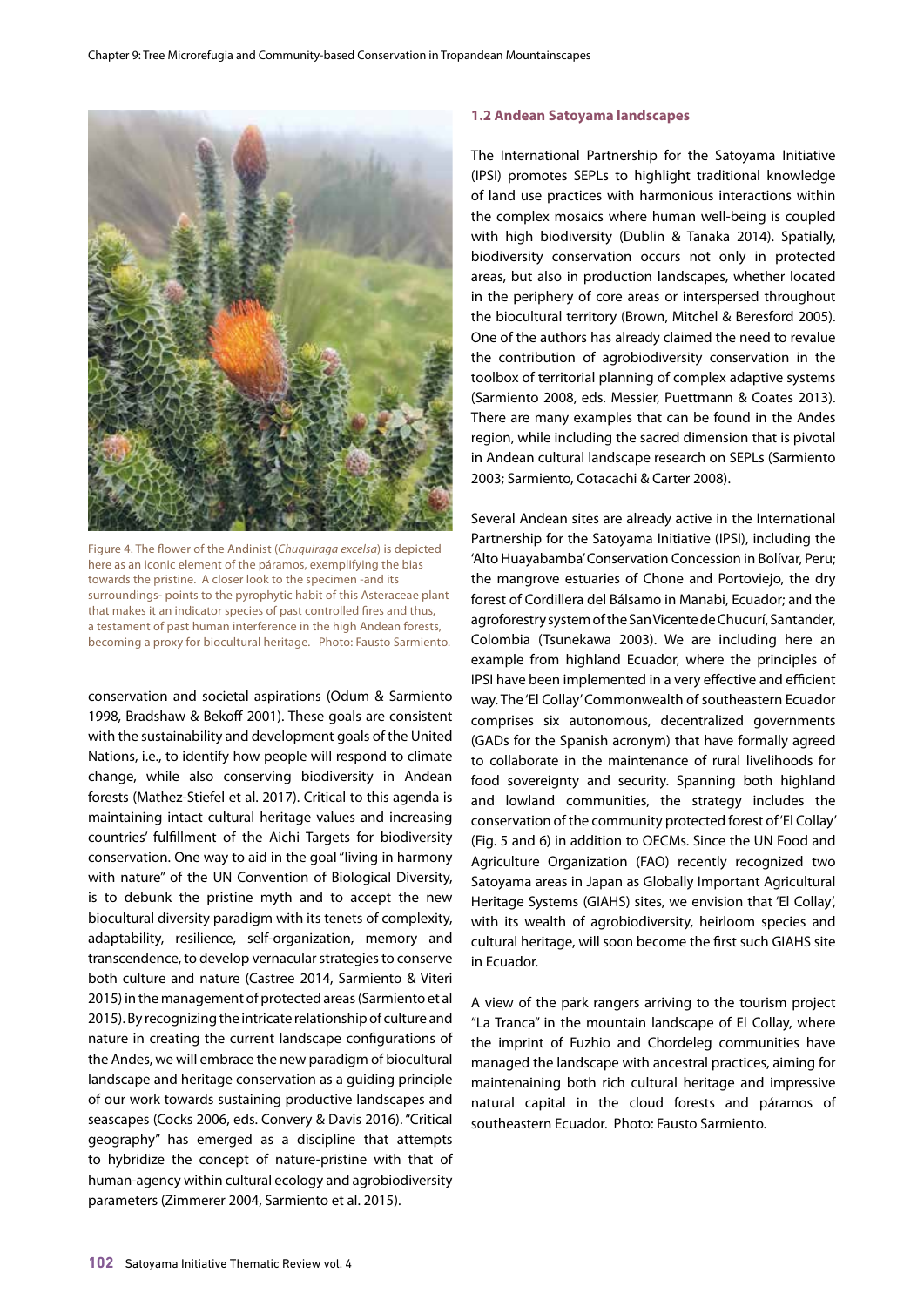Figure 4. The flower of the Andinist (*Chuquiraga excelsa*) is depicted here as an iconic element of the páramos, exemplifying the bias towards the pristine. A closer look to the specimen -and its surroundings- points to the pyrophytic habit of this Asteraceae plant that makes it an indicator species of past controlled fires and thus, a testament of past human interference in the high Andean forests, becoming a proxy for biocultural heritage. Photo: Fausto Sarmiento.

conservation and societal aspirations (Odum & Sarmiento 1998, Bradshaw & Bekoff 2001). These goals are consistent with the sustainability and development goals of the United Nations, i.e., to identify how people will respond to climate change, while also conserving biodiversity in Andean forests (Mathez-Stiefel et al. 2017). Critical to this agenda is maintaining intact cultural heritage values and increasing countries' fulfillment of the Aichi Targets for biodiversity conservation. One way to aid in the goal "living in harmony with nature" of the UN Convention of Biological Diversity, is to debunk the pristine myth and to accept the new biocultural diversity paradigm with its tenets of complexity, adaptability, resilience, self-organization, memory and transcendence, to develop vernacular strategies to conserve both culture and nature (Castree 2014, Sarmiento & Viteri 2015) in the management of protected areas (Sarmiento et al 2015). By recognizing the intricate relationship of culture and nature in creating the current landscape configurations of the Andes, we will embrace the new paradigm of biocultural landscape and heritage conservation as a guiding principle of our work towards sustaining productive landscapes and seascapes (Cocks 2006, eds. Convery & Davis 2016). "Critical geography" has emerged as a discipline that attempts to hybridize the concept of nature-pristine with that of human-agency within cultural ecology and agrobiodiversity parameters (Zimmerer 2004, Sarmiento et al. 2015).

### 1.2 Andean Satoyama landscapes

The International Partnership for the Satoyama Initiative (IPSI) promotes SEPLs to highlight traditional knowledge of land use practices with harmonious interactions within the complex mosaics where human well-being is coupled with high biodiversity (Dublin & Tanaka 2014). Spatially, biodiversity conservation occurs not only in protected areas, but also in production landscapes, whether located in the periphery of core areas or interspersed throughout the biocultural territory (Brown, Mitchel & Beresford 2005). One of the authors has already claimed the need to revalue the contribution of agrobiodiversity conservation in the toolbox of territorial planning of complex adaptive systems (Sarmiento 2008, eds. Messier, Puettmann & Coates 2013). There are many examples that can be found in the Andes region, while including the sacred dimension that is pivotal in Andean cultural landscape research on SEPLs (Sarmiento 2003; Sarmiento, Cotacachi & Carter 2008).

Several Andean sites are already active in the International Partnership for the Satoyama Initiative (IPSI), including the 'Alto Huayabamba' Conservation Concession in Bolívar, Peru; the mangrove estuaries of Chone and Portoviejo, the dry forest of Cordillera del Bálsamo in Manabi, Ecuador; and the agroforestry system of the San Vicente de Chucurí, Santander, Colombia (Tsunekawa 2003). We are including here an example from highland Ecuador, where the principles of IPSI have been implemented in a very effective and efficient way. The 'El Collay' Commonwealth of southeastern Ecuador comprises six autonomous, decentralized governments (GADs for the Spanish acronym) that have formally agreed to collaborate in the maintenance of rural livelihoods for food sovereignty and security. Spanning both highland and lowland communities, the strategy includes the conservation of the community protected forest of 'El Collay' (Fig. 5 and 6) in addition to OECMs. Since the UN Food and Agriculture Organization (FAO) recently recognized two Satoyama areas in Japan as Globally Important Agricultural Heritage Systems (GIAHS) sites, we envision that 'El Collay', with its wealth of agrobiodiversity, heirloom species and cultural heritage, will soon become the first such GIAHS site in Ecuador.

A view of the park rangers arriving to the tourism project "La Tranca" in the mountain landscape of El Collay, where the imprint of Fuzhio and Chordeleg communities have managed the landscape with ancestral practices, aiming for maintenaining both rich cultural heritage and impressive natural capital in the cloud forests and páramos of southeastern Ecuador. Photo: Fausto Sarmiento.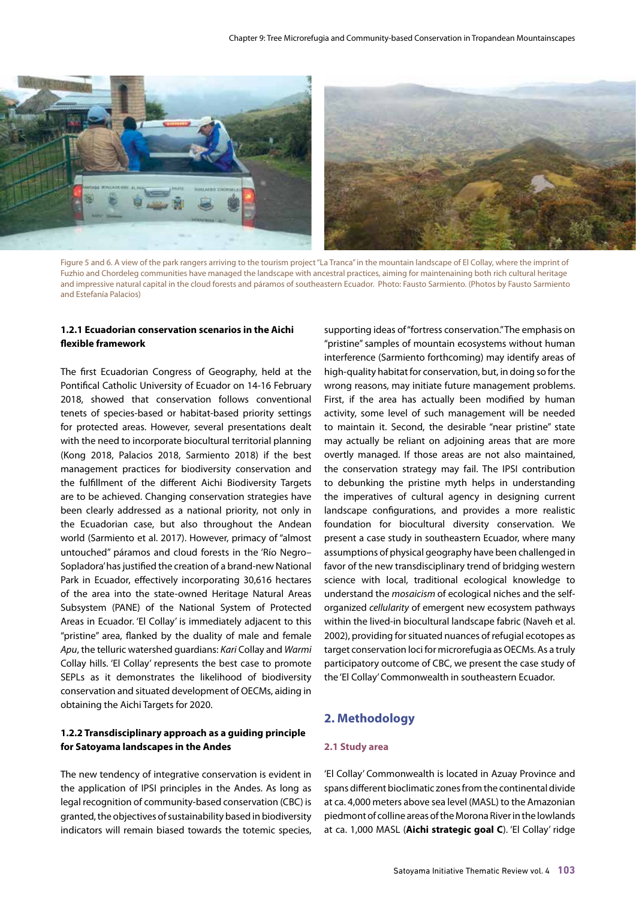Figure 5 and 6. A view of the park rangers arriving to the tourism project "La Tranca" in the mountain landscape of El Collay, where the imprint of Fuzhio and Chordeleg communities have managed the landscape with ancestral practices, aiming for maintenaining both rich cultural heritage and impressive natural capital in the cloud forests and páramos of southeastern Ecuador. Photo: Fausto Sarmiento. (Photos by Fausto Sarmiento and Estefanía Palacios)

### 1.2.1 Ecuadorian conservation scenarios in the Aichi flexible framework

The first Ecuadorian Congress of Geography, held at the Pontifical Catholic University of Ecuador on 14-16 February 2018, showed that conservation follows conventional tenets of species-based or habitat-based priority settings for protected areas. However, several presentations dealt with the need to incorporate biocultural territorial planning (Kong 2018, Palacios 2018, Sarmiento 2018) if the best management practices for biodiversity conservation and the fulfillment of the different Aichi Biodiversity Targets are to be achieved. Changing conservation strategies have been clearly addressed as a national priority, not only in the Ecuadorian case, but also throughout the Andean world (Sarmiento et al. 2017). However, primacy of "almost untouched" páramos and cloud forests in the 'Río Negro–Sopladora' has justified the creation of a brand-new National Park in Ecuador, effectively incorporating 30,616 hectares of the area into the state-owned Heritage Natural Areas Subsystem (PANE) of the National System of Protected Areas in Ecuador. 'El Collay' is immediately adjacent to this "pristine" area, flanked by the duality of male and female *Apu*, the telluric watershed guardians: *Kari* Collay and *Warmi* Collay hills. 'El Collay' represents the best case to promote SEPLs as it demonstrates the likelihood of biodiversity conservation and situated development of OECMs, aiding in obtaining the Aichi Targets for 2020.

### 1.2.2 Transdisciplinary approach as a guiding principle for Satoyama landscapes in the Andes

The new tendency of integrative conservation is evident in the application of IPSI principles in the Andes. As long as legal recognition of community-based conservation (CBC) is granted, the objectives of sustainability based in biodiversity indicators will remain biased towards the totemic species, supporting ideas of "fortress conservation." The emphasis on "pristine" samples of mountain ecosystems without human interference (Sarmiento forthcoming) may identify areas of high-quality habitat for conservation, but, in doing so for the wrong reasons, may initiate future management problems. First, if the area has actually been modified by human activity, some level of such management will be needed to maintain it. Second, the desirable "near pristine" state may actually be reliant on adjoining areas that are more overtly managed. If those areas are not also maintained, the conservation strategy may fail. The IPSI contribution to debunking the pristine myth helps in understanding the imperatives of cultural agency in designing current landscape configurations, and provides a more realistic foundation for biocultural diversity conservation. We present a case study in southeastern Ecuador, where many assumptions of physical geography have been challenged in favor of the new transdisciplinary trend of bridging western science with local, traditional ecological knowledge to understand the *mosaicism* of ecological niches and the self-organized *cellularity* of emergent new ecosystem pathways within the lived-in biocultural landscape fabric (Naveh et al. 2002), providing for situated nuances of refugial ecotopes as target conservation loci for microrefugia as OECMs. As a truly participatory outcome of CBC, we present the case study of the 'El Collay' Commonwealth in southeastern Ecuador.

## 2. Methodology

### 2.1 Study area

'El Collay' Commonwealth is located in Azuay Province and spans different bioclimatic zones from the continental divide at ca. 4,000 meters above sea level (MASL) to the Amazonian piedmont of colline areas of the Morona River in the lowlands at ca. 1,000 MASL (**Aichi strategic goal C**). 'El Collay' ridge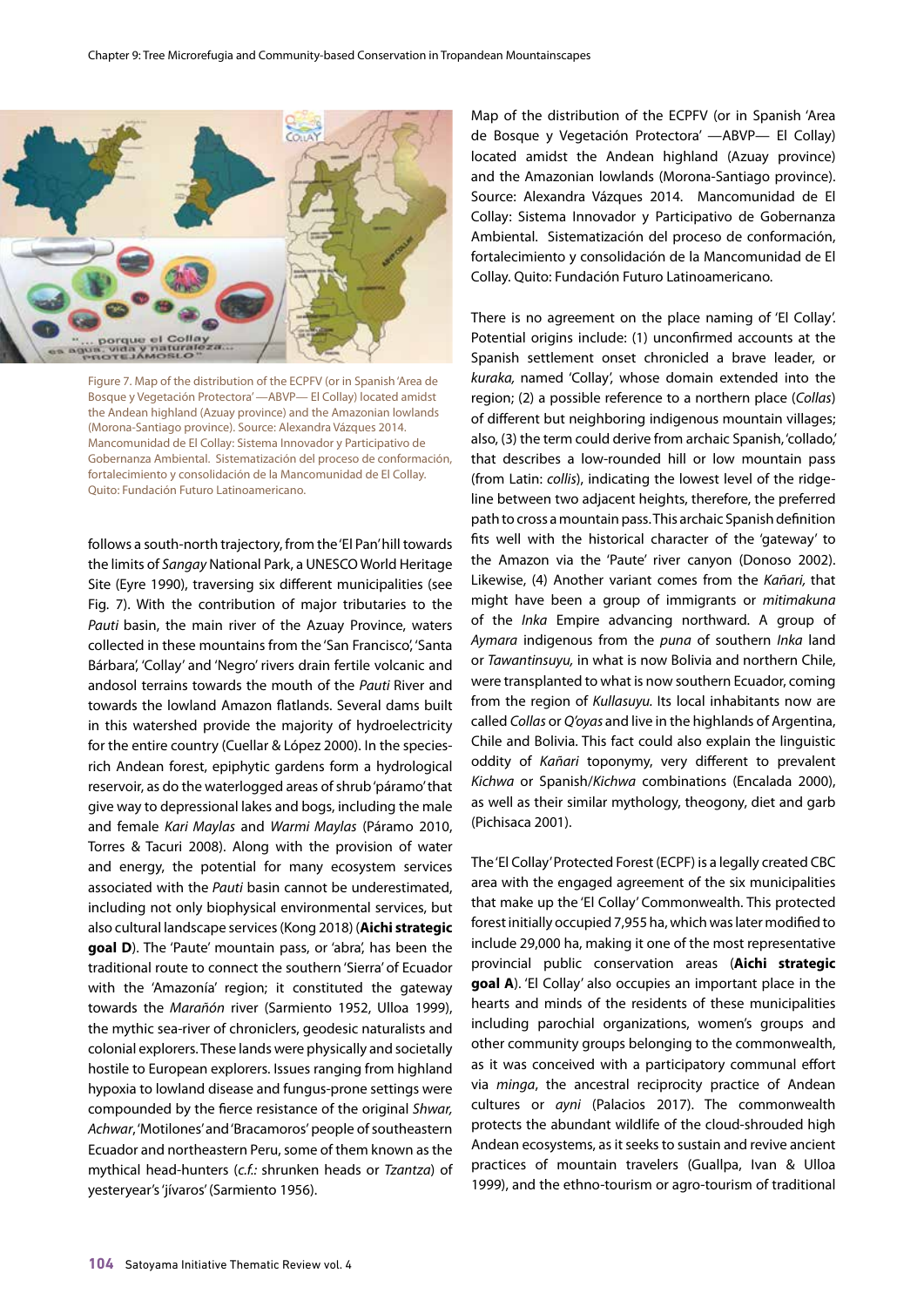Figure 7. Map of the distribution of the ECPFV (or in Spanish 'Area de Bosque y Vegetación Protectora' —ABVP— El Collay) located amidst the Andean highland (Azuay province) and the Amazonian lowlands (Morona-Santiago province). Source: Alexandra Vázques 2014. Mancomunidad de El Collay: Sistema Innovador y Participativo de Gobernanza Ambiental. Sistematización del proceso de conformación, fortalecimiento y consolidación de la Mancomunidad de El Collay. Quito: Fundación Futuro Latinoamericano.

follows a south-north trajectory, from the 'El Pan' hill towards the limits of *Sangay* National Park, a UNESCO World Heritage Site (Eyre 1990), traversing six different municipalities (see Fig. 7). With the contribution of major tributaries to the *Pauti* basin, the main river of the Azuay Province, waters collected in these mountains from the 'San Francisco', 'Santa Bárbara', 'Collay' and 'Negro' rivers drain fertile volcanic and andosol terrains towards the mouth of the *Pauti* River and towards the lowland Amazon flatlands. Several dams built in this watershed provide the majority of hydroelectricity for the entire country (Cuellar & López 2000). In the species-rich Andean forest, epiphytic gardens form a hydrological reservoir, as do the waterlogged areas of shrub 'páramo' that give way to depressional lakes and bogs, including the male and female *Kari Maylas* and *Warmi Maylas* (Páramo 2010, Torres & Tacuri 2008). Along with the provision of water and energy, the potential for many ecosystem services associated with the *Pauti* basin cannot be underestimated, including not only biophysical environmental services, but also cultural landscape services (Kong 2018) (**Aichi strategic goal D**). The 'Paute' mountain pass, or 'abra', has been the traditional route to connect the southern 'Sierra' of Ecuador with the 'Amazonía' region; it constituted the gateway towards the *Marañón* river (Sarmiento 1952, Ulloa 1999), the mythic sea-river of chroniclers, geodesic naturalists and colonial explorers. These lands were physically and societally hostile to European explorers. Issues ranging from highland hypoxia to lowland disease and fungus-prone settings were compounded by the fierce resistance of the original *Shwar, Achwar*, 'Motilones' and 'Bracamoros' people of southeastern Ecuador and northeastern Peru, some of them known as the mythical head-hunters (*c.f.:* shrunken heads or *Tzantza*) of yesteryear's 'jívaros' (Sarmiento 1956).

Map of the distribution of the ECPFV (or in Spanish 'Area de Bosque y Vegetación Protectora' —ABVP— El Collay) located amidst the Andean highland (Azuay province) and the Amazonian lowlands (Morona-Santiago province). Source: Alexandra Vázques 2014. Mancomunidad de El Collay: Sistema Innovador y Participativo de Gobernanza Ambiental. Sistematización del proceso de conformación, fortalecimiento y consolidación de la Mancomunidad de El Collay. Quito: Fundación Futuro Latinoamericano.

There is no agreement on the place naming of 'El Collay'. Potential origins include: (1) unconfirmed accounts at the Spanish settlement onset chronicled a brave leader, or *kuraka,* named 'Collay', whose domain extended into the region; (2) a possible reference to a northern place (*Collas*) of different but neighboring indigenous mountain villages; also, (3) the term could derive from archaic Spanish, 'collado,' that describes a low-rounded hill or low mountain pass (from Latin: *collis*), indicating the lowest level of the ridge-line between two adjacent heights, therefore, the preferred path to cross a mountain pass. This archaic Spanish definition fits well with the historical character of the 'gateway' to the Amazon via the 'Paute' river canyon (Donoso 2002). Likewise, (4) Another variant comes from the *Kañari,* that might have been a group of immigrants or *mitimakuna* of the *Inka* Empire advancing northward. A group of *Aymara* indigenous from the *puna* of southern *Inka* land or *Tawantinsuyu,* in what is now Bolivia and northern Chile, were transplanted to what is now southern Ecuador, coming from the region of *Kullasuyu.* Its local inhabitants now are called *Collas* or *Q'oyas* and live in the highlands of Argentina, Chile and Bolivia. This fact could also explain the linguistic oddity of *Kañari* toponymy, very different to prevalent *Kichwa* or Spanish/*Kichwa* combinations (Encalada 2000), as well as their similar mythology, theogony, diet and garb (Pichisaca 2001).

The 'El Collay' Protected Forest (ECPF) is a legally created CBC area with the engaged agreement of the six municipalities that make up the 'El Collay' Commonwealth. This protected forest initially occupied 7,955 ha, which was later modified to include 29,000 ha, making it one of the most representative provincial public conservation areas (**Aichi strategic goal A**). 'El Collay' also occupies an important place in the hearts and minds of the residents of these municipalities including parochial organizations, women's groups and other community groups belonging to the commonwealth, as it was conceived with a participatory communal effort via *minga*, the ancestral reciprocity practice of Andean cultures or *ayni* (Palacios 2017). The commonwealth protects the abundant wildlife of the cloud-shrouded high Andean ecosystems, as it seeks to sustain and revive ancient practices of mountain travelers (Guallpa, Ivan & Ulloa 1999), and the ethno-tourism or agro-tourism of traditional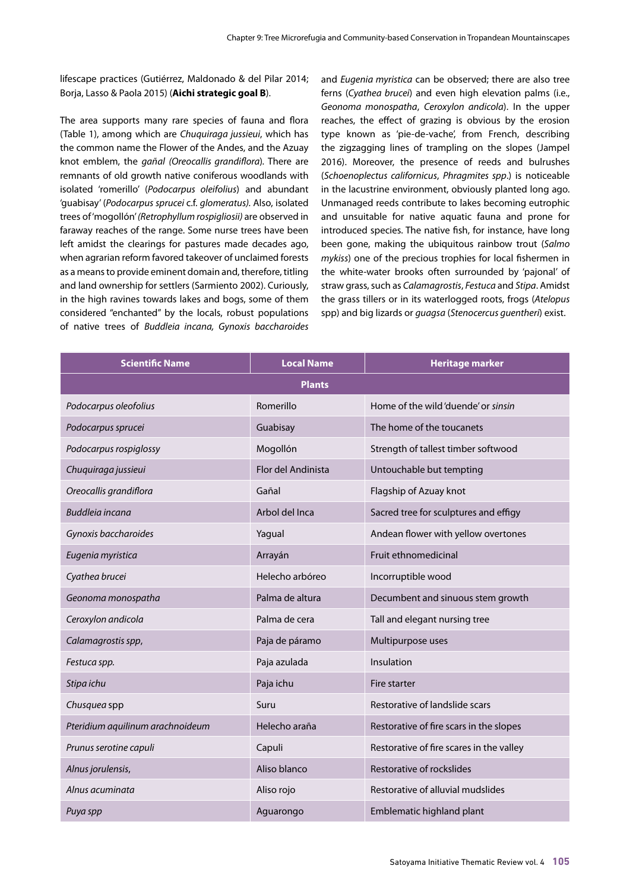lifescape practices (Gutiérrez, Maldonado & del Pilar 2014; Borja, Lasso & Paola 2015) (**Aichi strategic goal B**).

The area supports many rare species of fauna and flora (Table 1), among which are *Chuquiraga jussieui*, which has the common name the Flower of the Andes, and the Azuay knot emblem, the *gañal (Oreocallis grandiflora*). There are remnants of old growth native coniferous woodlands with isolated 'romerillo' (*Podocarpus oleifolius*) and abundant 'guabisay' (*Podocarpus sprucei* c.f. *glomeratus)*. Also, isolated trees of 'mogollón' *(Retrophyllum rospigliosii)* are observed in faraway reaches of the range. Some nurse trees have been left amidst the clearings for pastures made decades ago, when agrarian reform favored takeover of unclaimed forests as a means to provide eminent domain and, therefore, titling and land ownership for settlers (Sarmiento 2002). Curiously, in the high ravines towards lakes and bogs, some of them considered "enchanted" by the locals, robust populations of native trees of *Buddleia incana, Gynoxis baccharoides* and *Eugenia myristica* can be observed; there are also tree ferns (*Cyathea brucei*) and even high elevation palms (i.e., *Geonoma monospatha*, *Ceroxylon andicola*). In the upper reaches, the effect of grazing is obvious by the erosion type known as 'pie-de-vache', from French, describing the zigzagging lines of trampling on the slopes (Jampel 2016). Moreover, the presence of reeds and bulrushes (*Schoenoplectus californicus*, *Phragmites spp*.) is noticeable in the lacustrine environment, obviously planted long ago. Unmanaged reeds contribute to lakes becoming eutrophic and unsuitable for native aquatic fauna and prone for introduced species. The native fish, for instance, have long been gone, making the ubiquitous rainbow trout (*Salmo mykiss*) one of the precious trophies for local fishermen in the white-water brooks often surrounded by 'pajonal' of straw grass, such as *Calamagrostis*, *Festuca* and *Stipa*. Amidst the grass tillers or in its waterlogged roots, frogs (*Atelopus* spp) and big lizards or *guagsa* (*Stenocercus guentheri*) exist.

| Scientific Name | Local Name | Heritage marker |
|---|---|---|
| **Plants** | | |
| *Podocarpus oleofolius* | Romerillo | Home of the wild 'duende' or *sinsin* |
| *Podocarpus sprucei* | Guabisay | The home of the toucanets |
| *Podocarpus rospiglossy* | Mogollón | Strength of tallest timber softwood |
| *Chuquiraga jussieui* | Flor del Andinista | Untouchable but tempting |
| *Oreocallis grandiflora* | Gañal | Flagship of Azuay knot |
| *Buddleia incana* | Arbol del Inca | Sacred tree for sculptures and effigy |
| *Gynoxis baccharoides* | Yagual | Andean flower with yellow overtones |
| *Eugenia myristica* | Arrayán | Fruit ethnomedicinal |
| *Cyathea brucei* | Helecho arbóreo | Incorruptible wood |
| *Geonoma monospatha* | Palma de altura | Decumbent and sinuous stem growth |
| *Ceroxylon andicola* | Palma de cera | Tall and elegant nursing tree |
| *Calamagrostis spp*, | Paja de páramo | Multipurpose uses |
| *Festuca spp.* | Paja azulada | Insulation |
| *Stipa ichu* | Paja ichu | Fire starter |
| *Chusquea* spp | Suru | Restorative of landslide scars |
| *Pteridium aquilinum arachnoideum* | Helecho araña | Restorative of fire scars in the slopes |
| *Prunus serotine capuli* | Capuli | Restorative of fire scares in the valley |
| *Alnus jorulensis*, | Aliso blanco | Restorative of rockslides |
| *Alnus acuminata* | Aliso rojo | Restorative of alluvial mudslides |
| *Puya spp* | Aguarongo | Emblematic highland plant |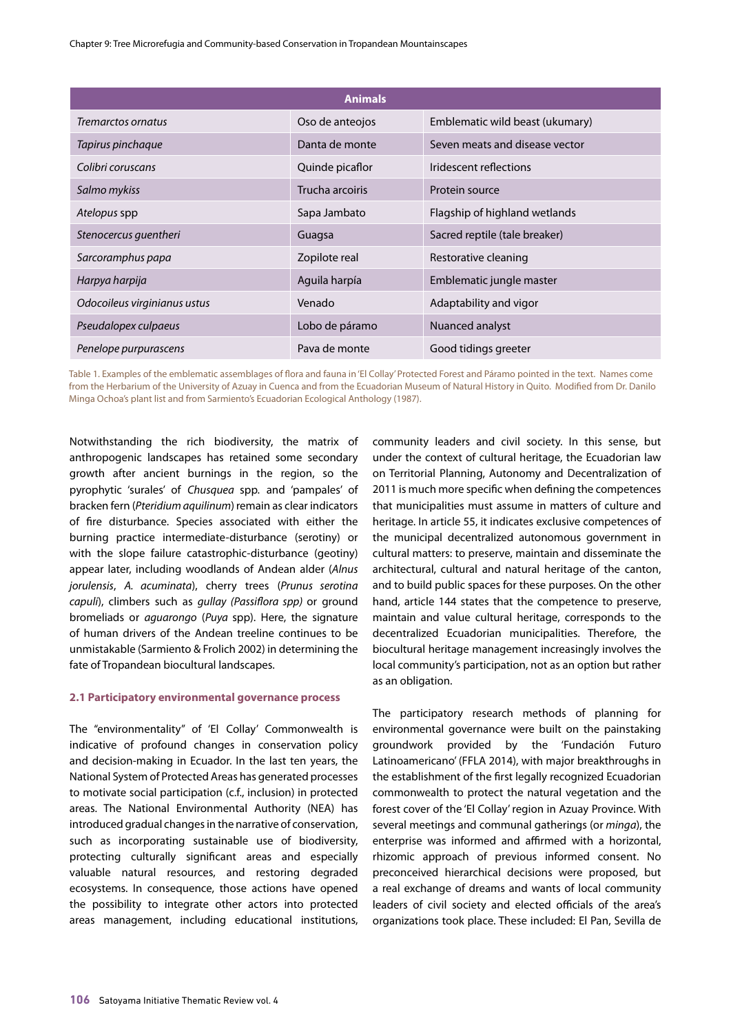| Animals | | |
|---|---|---|
| *Tremarctos ornatus* | Oso de anteojos | Emblematic wild beast (ukumary) |
| *Tapirus pinchaque* | Danta de monte | Seven meats and disease vector |
| *Colibri coruscans* | Quinde picaflor | Iridescent reflections |
| *Salmo mykiss* | Trucha arcoiris | Protein source |
| *Atelopus* spp | Sapa Jambato | Flagship of highland wetlands |
| *Stenocercus guentheri* | Guagsa | Sacred reptile (tale breaker) |
| *Sarcoramphus papa* | Zopilote real | Restorative cleaning |
| *Harpya harpija* | Aguila harpía | Emblematic jungle master |
| *Odocoileus virginianus ustus* | Venado | Adaptability and vigor |
| *Pseudalopex culpaeus* | Lobo de páramo | Nuanced analyst |
| *Penelope purpurascens* | Pava de monte | Good tidings greeter |

Table 1. Examples of the emblematic assemblages of flora and fauna in 'El Collay' Protected Forest and Páramo pointed in the text. Names come from the Herbarium of the University of Azuay in Cuenca and from the Ecuadorian Museum of Natural History in Quito. Modified from Dr. Danilo Minga Ochoa's plant list and from Sarmiento's Ecuadorian Ecological Anthology (1987).

Notwithstanding the rich biodiversity, the matrix of anthropogenic landscapes has retained some secondary growth after ancient burnings in the region, so the pyrophytic 'surales' of *Chusquea* spp. and 'pampales' of bracken fern (*Pteridium aquilinum*) remain as clear indicators of fire disturbance. Species associated with either the burning practice intermediate-disturbance (serotiny) or with the slope failure catastrophic-disturbance (geotiny) appear later, including woodlands of Andean alder (*Alnus jorulensis*, *A. acuminata*), cherry trees (*Prunus serotina capuli*), climbers such as *gullay (Passiflora spp)* or ground bromeliads or *aguarongo* (*Puya* spp). Here, the signature of human drivers of the Andean treeline continues to be unmistakable (Sarmiento & Frolich 2002) in determining the fate of Tropandean biocultural landscapes.

### 2.1 Participatory environmental governance process

The "environmentality" of 'El Collay' Commonwealth is indicative of profound changes in conservation policy and decision-making in Ecuador. In the last ten years, the National System of Protected Areas has generated processes to motivate social participation (c.f., inclusion) in protected areas. The National Environmental Authority (NEA) has introduced gradual changes in the narrative of conservation, such as incorporating sustainable use of biodiversity, protecting culturally significant areas and especially valuable natural resources, and restoring degraded ecosystems. In consequence, those actions have opened the possibility to integrate other actors into protected areas management, including educational institutions, community leaders and civil society. In this sense, but under the context of cultural heritage, the Ecuadorian law on Territorial Planning, Autonomy and Decentralization of 2011 is much more specific when defining the competences that municipalities must assume in matters of culture and heritage. In article 55, it indicates exclusive competences of the municipal decentralized autonomous government in cultural matters: to preserve, maintain and disseminate the architectural, cultural and natural heritage of the canton, and to build public spaces for these purposes. On the other hand, article 144 states that the competence to preserve, maintain and value cultural heritage, corresponds to the decentralized Ecuadorian municipalities. Therefore, the biocultural heritage management increasingly involves the local community's participation, not as an option but rather as an obligation.

The participatory research methods of planning for environmental governance were built on the painstaking groundwork provided by the 'Fundación Futuro Latinoamericano' (FFLA 2014), with major breakthroughs in the establishment of the first legally recognized Ecuadorian commonwealth to protect the natural vegetation and the forest cover of the 'El Collay' region in Azuay Province. With several meetings and communal gatherings (or *minga*), the enterprise was informed and affirmed with a horizontal, rhizomic approach of previous informed consent. No preconceived hierarchical decisions were proposed, but a real exchange of dreams and wants of local community leaders of civil society and elected officials of the area's organizations took place. These included: El Pan, Sevilla de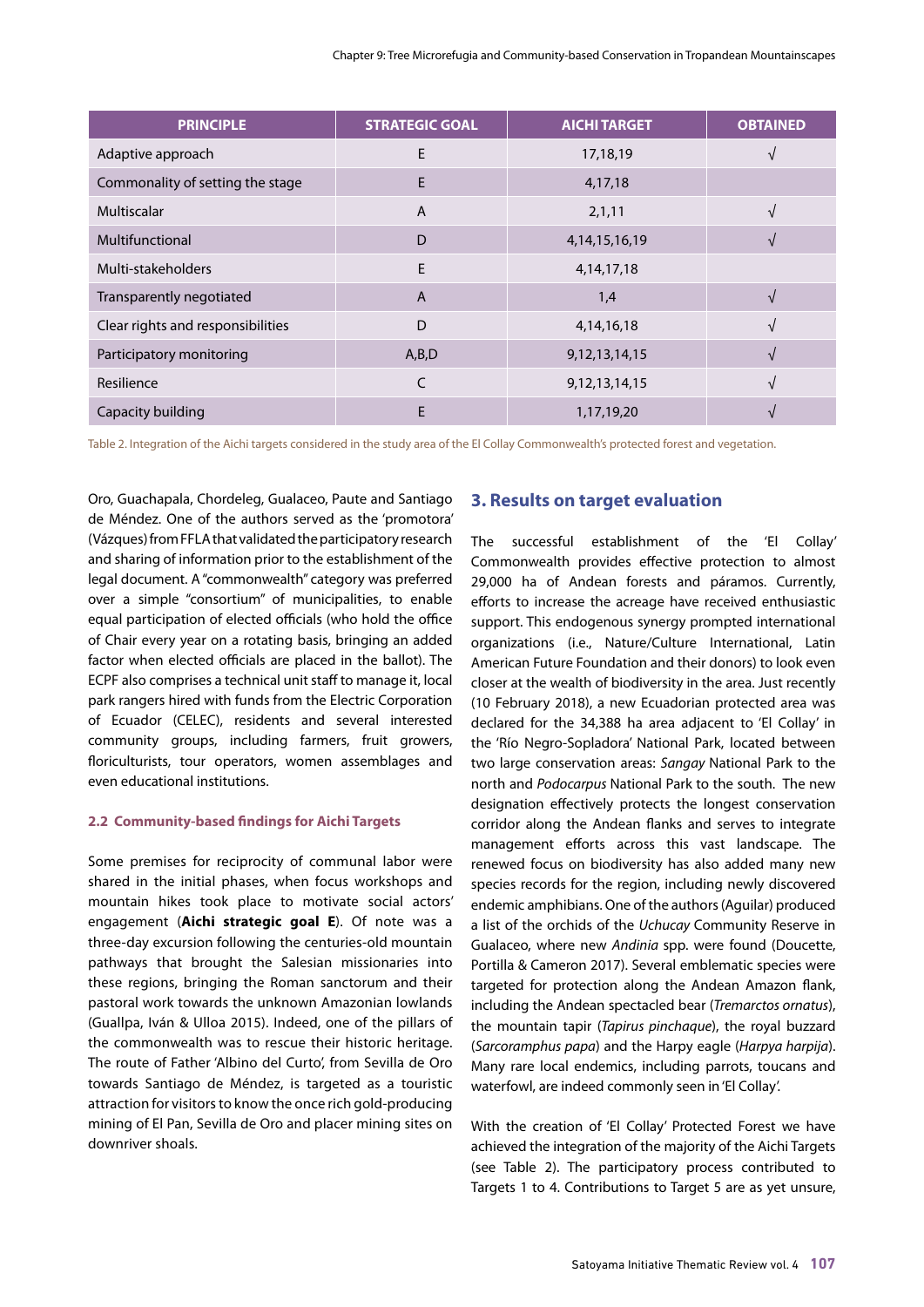| PRINCIPLE | STRATEGIC GOAL | AICHI TARGET | OBTAINED |
|---|---|---|---|
| Adaptive approach | E | 17,18,19 | √ |
| Commonality of setting the stage | E | 4,17,18 | |
| Multiscalar | A | 2,1,11 | √ |
| Multifunctional | D | 4,14,15,16,19 | √ |
| Multi-stakeholders | E | 4,14,17,18 | |
| Transparently negotiated | A | 1,4 | √ |
| Clear rights and responsibilities | D | 4,14,16,18 | √ |
| Participatory monitoring | A,B,D | 9,12,13,14,15 | √ |
| Resilience | C | 9,12,13,14,15 | √ |
| Capacity building | E | 1,17,19,20 | √ |

Table 2. Integration of the Aichi targets considered in the study area of the El Collay Commonwealth's protected forest and vegetation.

Oro, Guachapala, Chordeleg, Gualaceo, Paute and Santiago de Méndez. One of the authors served as the 'promotora' (Vázques) from FFLA that validated the participatory research and sharing of information prior to the establishment of the legal document. A "commonwealth" category was preferred over a simple "consortium" of municipalities, to enable equal participation of elected officials (who hold the office of Chair every year on a rotating basis, bringing an added factor when elected officials are placed in the ballot). The ECPF also comprises a technical unit staff to manage it, local park rangers hired with funds from the Electric Corporation of Ecuador (CELEC), residents and several interested community groups, including farmers, fruit growers, floriculturists, tour operators, women assemblages and even educational institutions.

### 2.2 Community-based findings for Aichi Targets

Some premises for reciprocity of communal labor were shared in the initial phases, when focus workshops and mountain hikes took place to motivate social actors' engagement (**Aichi strategic goal E**). Of note was a three-day excursion following the centuries-old mountain pathways that brought the Salesian missionaries into these regions, bringing the Roman sanctorum and their pastoral work towards the unknown Amazonian lowlands (Guallpa, Iván & Ulloa 2015). Indeed, one of the pillars of the commonwealth was to rescue their historic heritage. The route of Father 'Albino del Curto', from Sevilla de Oro towards Santiago de Méndez, is targeted as a touristic attraction for visitors to know the once rich gold-producing mining of El Pan, Sevilla de Oro and placer mining sites on downriver shoals.

## 3. Results on target evaluation

The successful establishment of the 'El Collay' Commonwealth provides effective protection to almost 29,000 ha of Andean forests and páramos. Currently, efforts to increase the acreage have received enthusiastic support. This endogenous synergy prompted international organizations (i.e., Nature/Culture International, Latin American Future Foundation and their donors) to look even closer at the wealth of biodiversity in the area. Just recently (10 February 2018), a new Ecuadorian protected area was declared for the 34,388 ha area adjacent to 'El Collay' in the 'Río Negro-Sopladora' National Park, located between two large conservation areas: *Sangay* National Park to the north and *Podocarpus* National Park to the south. The new designation effectively protects the longest conservation corridor along the Andean flanks and serves to integrate management efforts across this vast landscape. The renewed focus on biodiversity has also added many new species records for the region, including newly discovered endemic amphibians. One of the authors (Aguilar) produced a list of the orchids of the *Uchucay* Community Reserve in Gualaceo, where new *Andinia* spp. were found (Doucette, Portilla & Cameron 2017). Several emblematic species were targeted for protection along the Andean Amazon flank, including the Andean spectacled bear (*Tremarctos ornatus*), the mountain tapir (*Tapirus pinchaque*), the royal buzzard (*Sarcoramphus papa*) and the Harpy eagle (*Harpya harpija*). Many rare local endemics, including parrots, toucans and waterfowl, are indeed commonly seen in 'El Collay'.

With the creation of 'El Collay' Protected Forest we have achieved the integration of the majority of the Aichi Targets (see Table 2). The participatory process contributed to Targets 1 to 4. Contributions to Target 5 are as yet unsure,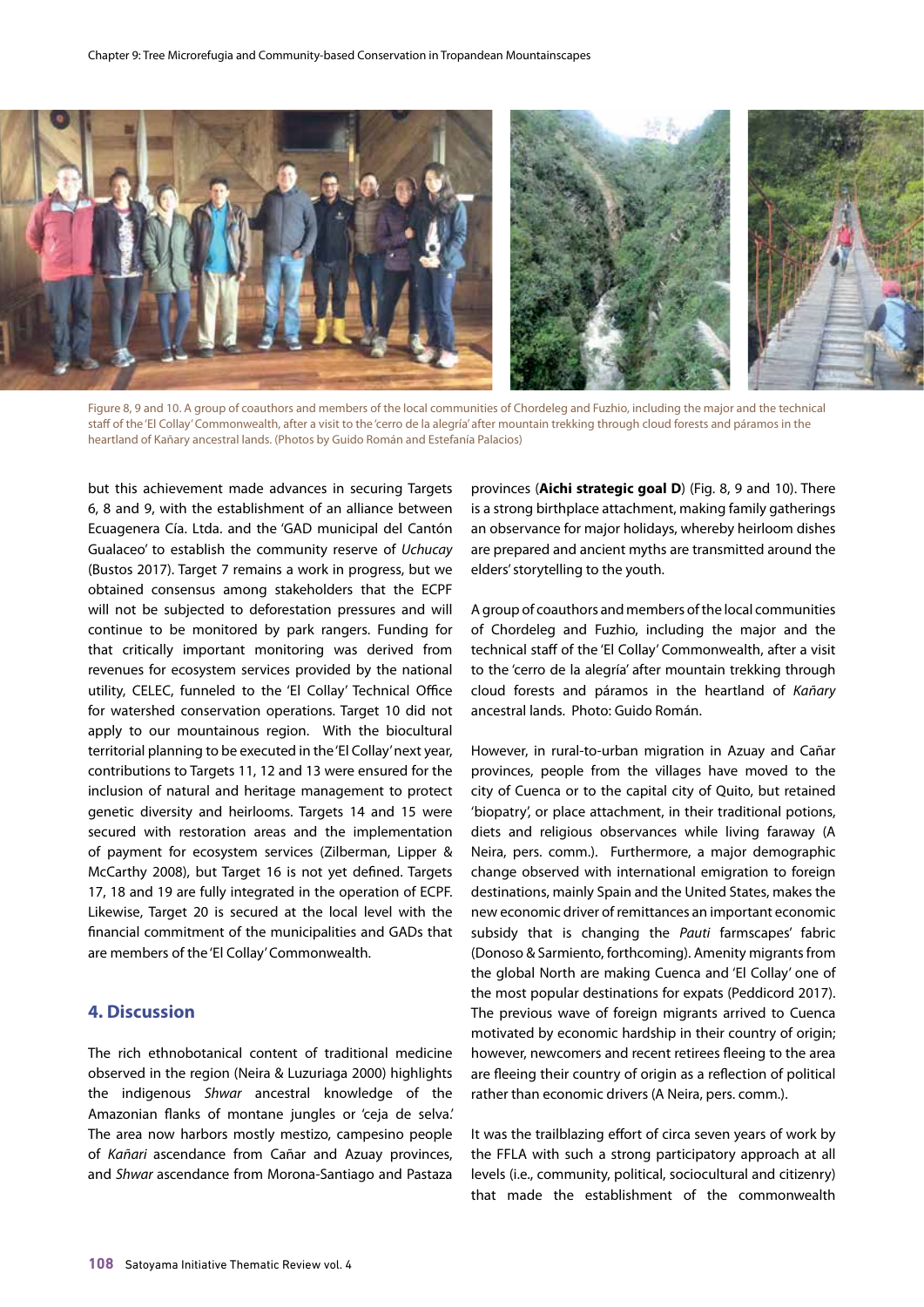Figure 8, 9 and 10. A group of coauthors and members of the local communities of Chordeleg and Fuzhio, including the major and the technical staff of the 'El Collay' Commonwealth, after a visit to the 'cerro de la alegría' after mountain trekking through cloud forests and páramos in the heartland of Kañary ancestral lands. (Photos by Guido Román and Estefanía Palacios)

but this achievement made advances in securing Targets 6, 8 and 9, with the establishment of an alliance between Ecuagenera Cía. Ltda. and the 'GAD municipal del Cantón Gualaceo' to establish the community reserve of *Uchucay* (Bustos 2017). Target 7 remains a work in progress, but we obtained consensus among stakeholders that the ECPF will not be subjected to deforestation pressures and will continue to be monitored by park rangers. Funding for that critically important monitoring was derived from revenues for ecosystem services provided by the national utility, CELEC, funneled to the 'El Collay' Technical Office for watershed conservation operations. Target 10 did not apply to our mountainous region. With the biocultural territorial planning to be executed in the 'El Collay' next year, contributions to Targets 11, 12 and 13 were ensured for the inclusion of natural and heritage management to protect genetic diversity and heirlooms. Targets 14 and 15 were secured with restoration areas and the implementation of payment for ecosystem services (Zilberman, Lipper & McCarthy 2008), but Target 16 is not yet defined. Targets 17, 18 and 19 are fully integrated in the operation of ECPF. Likewise, Target 20 is secured at the local level with the financial commitment of the municipalities and GADs that are members of the 'El Collay' Commonwealth.

## 4. Discussion

The rich ethnobotanical content of traditional medicine observed in the region (Neira & Luzuriaga 2000) highlights the indigenous *Shwar* ancestral knowledge of the Amazonian flanks of montane jungles or 'ceja de selva.' The area now harbors mostly mestizo, campesino people of *Kañari* ascendance from Cañar and Azuay provinces, and *Shwar* ascendance from Morona-Santiago and Pastaza provinces (**Aichi strategic goal D**) (Fig. 8, 9 and 10). There is a strong birthplace attachment, making family gatherings an observance for major holidays, whereby heirloom dishes are prepared and ancient myths are transmitted around the elders' storytelling to the youth.

A group of coauthors and members of the local communities of Chordeleg and Fuzhio, including the major and the technical staff of the 'El Collay' Commonwealth, after a visit to the 'cerro de la alegría' after mountain trekking through cloud forests and páramos in the heartland of *Kañary* ancestral lands. Photo: Guido Román.

However, in rural-to-urban migration in Azuay and Cañar provinces, people from the villages have moved to the city of Cuenca or to the capital city of Quito, but retained 'biopatry', or place attachment, in their traditional potions, diets and religious observances while living faraway (A Neira, pers. comm.). Furthermore, a major demographic change observed with international emigration to foreign destinations, mainly Spain and the United States, makes the new economic driver of remittances an important economic subsidy that is changing the *Pauti* farmscapes' fabric (Donoso & Sarmiento, forthcoming). Amenity migrants from the global North are making Cuenca and 'El Collay' one of the most popular destinations for expats (Peddicord 2017). The previous wave of foreign migrants arrived to Cuenca motivated by economic hardship in their country of origin; however, newcomers and recent retirees fleeing to the area are fleeing their country of origin as a reflection of political rather than economic drivers (A Neira, pers. comm.).

It was the trailblazing effort of circa seven years of work by the FFLA with such a strong participatory approach at all levels (i.e., community, political, sociocultural and citizenry) that made the establishment of the commonwealth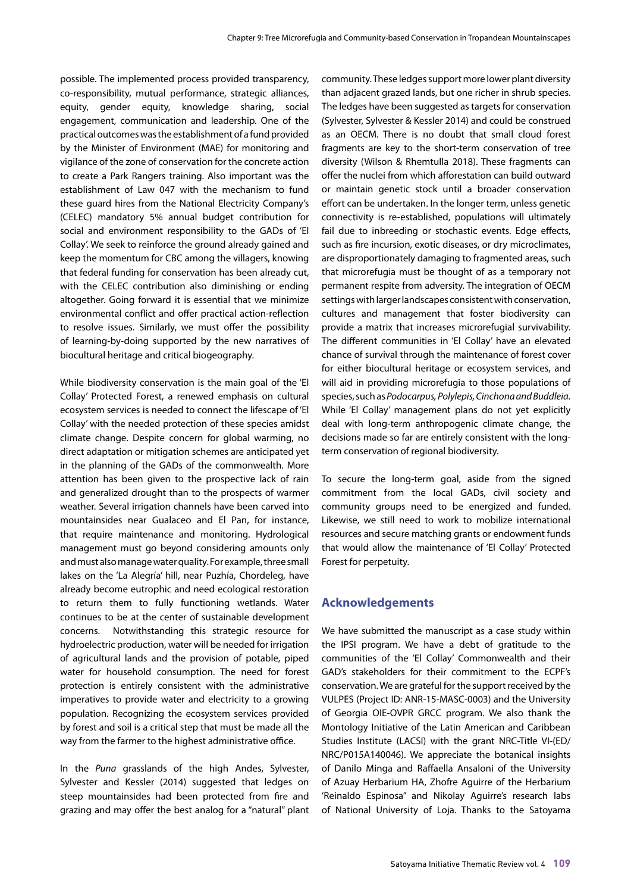possible. The implemented process provided transparency, co-responsibility, mutual performance, strategic alliances, equity, gender equity, knowledge sharing, social engagement, communication and leadership. One of the practical outcomes was the establishment of a fund provided by the Minister of Environment (MAE) for monitoring and vigilance of the zone of conservation for the concrete action to create a Park Rangers training. Also important was the establishment of Law 047 with the mechanism to fund these guard hires from the National Electricity Company's (CELEC) mandatory 5% annual budget contribution for social and environment responsibility to the GADs of 'El Collay'. We seek to reinforce the ground already gained and keep the momentum for CBC among the villagers, knowing that federal funding for conservation has been already cut, with the CELEC contribution also diminishing or ending altogether. Going forward it is essential that we minimize environmental conflict and offer practical action-reflection to resolve issues. Similarly, we must offer the possibility of learning-by-doing supported by the new narratives of biocultural heritage and critical biogeography.

While biodiversity conservation is the main goal of the 'El Collay' Protected Forest, a renewed emphasis on cultural ecosystem services is needed to connect the lifescape of 'El Collay' with the needed protection of these species amidst climate change. Despite concern for global warming, no direct adaptation or mitigation schemes are anticipated yet in the planning of the GADs of the commonwealth. More attention has been given to the prospective lack of rain and generalized drought than to the prospects of warmer weather. Several irrigation channels have been carved into mountainsides near Gualaceo and El Pan, for instance, that require maintenance and monitoring. Hydrological management must go beyond considering amounts only and must also manage water quality. For example, three small lakes on the 'La Alegría' hill, near Puzhía, Chordeleg, have already become eutrophic and need ecological restoration to return them to fully functioning wetlands. Water continues to be at the center of sustainable development concerns. Notwithstanding this strategic resource for hydroelectric production, water will be needed for irrigation of agricultural lands and the provision of potable, piped water for household consumption. The need for forest protection is entirely consistent with the administrative imperatives to provide water and electricity to a growing population. Recognizing the ecosystem services provided by forest and soil is a critical step that must be made all the way from the farmer to the highest administrative office.

In the *Puna* grasslands of the high Andes, Sylvester, Sylvester and Kessler (2014) suggested that ledges on steep mountainsides had been protected from fire and grazing and may offer the best analog for a "natural" plant community. These ledges support more lower plant diversity than adjacent grazed lands, but one richer in shrub species. The ledges have been suggested as targets for conservation (Sylvester, Sylvester & Kessler 2014) and could be construed as an OECM. There is no doubt that small cloud forest fragments are key to the short-term conservation of tree diversity (Wilson & Rhemtulla 2018). These fragments can offer the nuclei from which afforestation can build outward or maintain genetic stock until a broader conservation effort can be undertaken. In the longer term, unless genetic connectivity is re-established, populations will ultimately fail due to inbreeding or stochastic events. Edge effects, such as fire incursion, exotic diseases, or dry microclimates, are disproportionately damaging to fragmented areas, such that microrefugia must be thought of as a temporary not permanent respite from adversity. The integration of OECM settings with larger landscapes consistent with conservation, cultures and management that foster biodiversity can provide a matrix that increases microrefugial survivability. The different communities in 'El Collay' have an elevated chance of survival through the maintenance of forest cover for either biocultural heritage or ecosystem services, and will aid in providing microrefugia to those populations of species, such as *Podocarpus, Polylepis, Cinchona and Buddleia.* While 'El Collay' management plans do not yet explicitly deal with long-term anthropogenic climate change, the decisions made so far are entirely consistent with the long-term conservation of regional biodiversity.

To secure the long-term goal, aside from the signed commitment from the local GADs, civil society and community groups need to be energized and funded. Likewise, we still need to work to mobilize international resources and secure matching grants or endowment funds that would allow the maintenance of 'El Collay' Protected Forest for perpetuity.

## Acknowledgements

We have submitted the manuscript as a case study within the IPSI program. We have a debt of gratitude to the communities of the 'El Collay' Commonwealth and their GAD's stakeholders for their commitment to the ECPF's conservation. We are grateful for the support received by the VULPES (Project ID: ANR-15-MASC-0003) and the University of Georgia OIE-OVPR GRCC program. We also thank the Montology Initiative of the Latin American and Caribbean Studies Institute (LACSI) with the grant NRC-Title VI-(ED/NRC/P015A140046). We appreciate the botanical insights of Danilo Minga and Raffaella Ansaloni of the University of Azuay Herbarium HA, Zhofre Aguirre of the Herbarium 'Reinaldo Espinosa" and Nikolay Aguirre's research labs of National University of Loja. Thanks to the Satoyama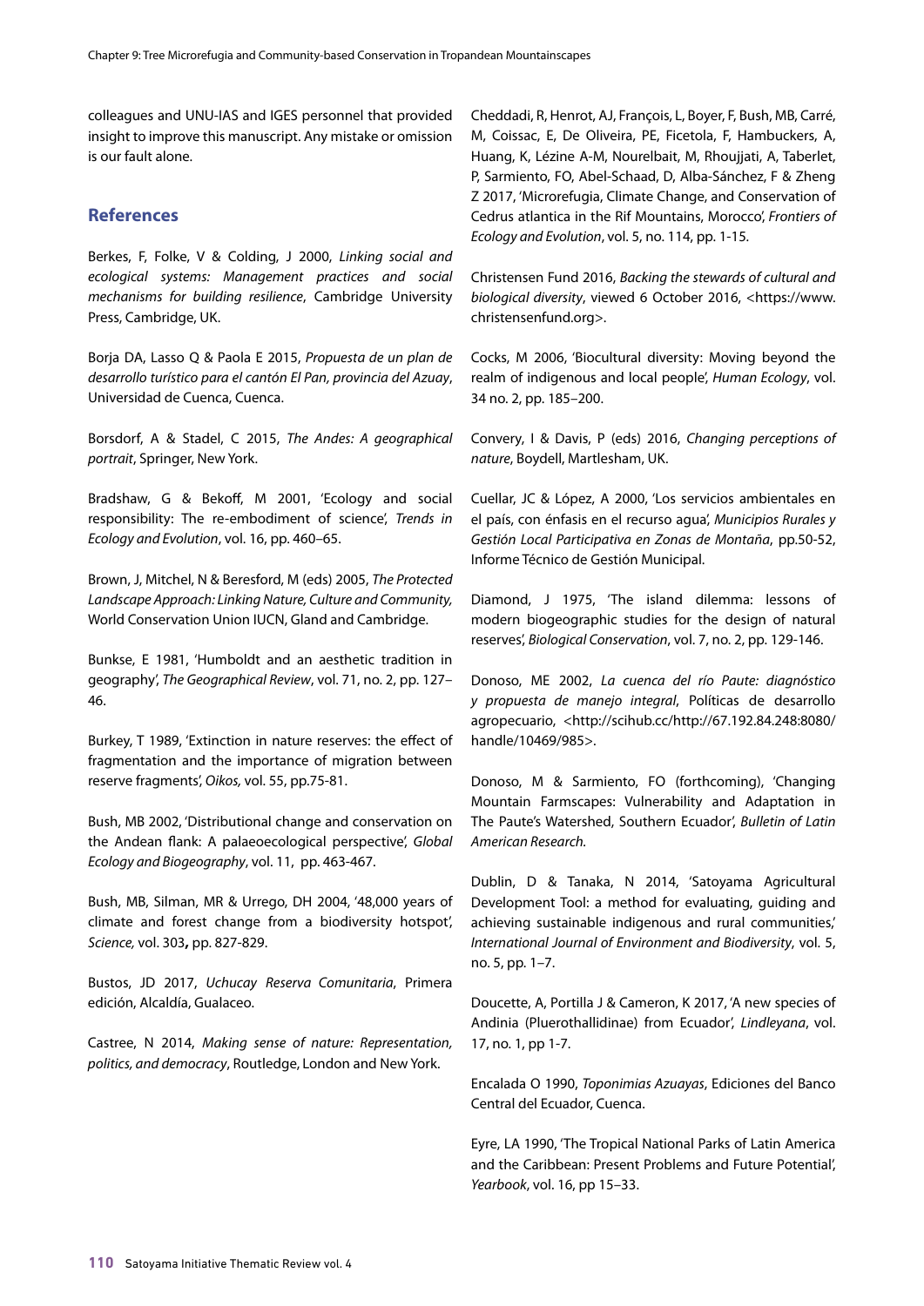colleagues and UNU-IAS and IGES personnel that provided insight to improve this manuscript. Any mistake or omission is our fault alone.

## References

Berkes, F, Folke, V & Colding, J 2000, *Linking social and ecological systems: Management practices and social mechanisms for building resilience*, Cambridge University Press, Cambridge, UK.

Borja DA, Lasso Q & Paola E 2015, *Propuesta de un plan de desarrollo turístico para el cantón El Pan, provincia del Azuay*, Universidad de Cuenca, Cuenca.

Borsdorf, A & Stadel, C 2015, *The Andes: A geographical portrait*, Springer, New York.

Bradshaw, G & Bekoff, M 2001, 'Ecology and social responsibility: The re-embodiment of science', *Trends in Ecology and Evolution*, vol. 16, pp. 460–65.

Brown, J, Mitchel, N & Beresford, M (eds) 2005, *The Protected Landscape Approach: Linking Nature, Culture and Community,* World Conservation Union IUCN, Gland and Cambridge.

Bunkse, E 1981, 'Humboldt and an aesthetic tradition in geography', *The Geographical Review*, vol. 71, no. 2, pp. 127–46.

Burkey, T 1989, 'Extinction in nature reserves: the effect of fragmentation and the importance of migration between reserve fragments', *Oikos,* vol. 55, pp.75-81.

Bush, MB 2002, 'Distributional change and conservation on the Andean flank: A palaeoecological perspective', *Global Ecology and Biogeography*, vol. 11, pp. 463-467.

Bush, MB, Silman, MR & Urrego, DH 2004, '48,000 years of climate and forest change from a biodiversity hotspot', *Science,* vol. 303**,** pp. 827-829.

Bustos, JD 2017, *Uchucay Reserva Comunitaria*, Primera edición, Alcaldía, Gualaceo.

Castree, N 2014, *Making sense of nature: Representation, politics, and democracy*, Routledge, London and New York.

Cheddadi, R, Henrot, AJ, François, L, Boyer, F, Bush, MB, Carré, M, Coissac, E, De Oliveira, PE, Ficetola, F, Hambuckers, A, Huang, K, Lézine A-M, Nourelbait, M, Rhoujjati, A, Taberlet, P, Sarmiento, FO, Abel-Schaad, D, Alba-Sánchez, F & Zheng Z 2017, 'Microrefugia, Climate Change, and Conservation of Cedrus atlantica in the Rif Mountains, Morocco', *Frontiers of Ecology and Evolution*, vol. 5, no. 114, pp. 1-15.

Christensen Fund 2016, *Backing the stewards of cultural and biological diversity*, viewed 6 October 2016, <https://www.christensenfund.org>.

Cocks, M 2006, 'Biocultural diversity: Moving beyond the realm of indigenous and local people', *Human Ecology*, vol. 34 no. 2, pp. 185–200.

Convery, I & Davis, P (eds) 2016, *Changing perceptions of nature*, Boydell, Martlesham, UK.

Cuellar, JC & López, A 2000, 'Los servicios ambientales en el país, con énfasis en el recurso agua', *Municipios Rurales y Gestión Local Participativa en Zonas de Montaña*, pp.50-52, Informe Técnico de Gestión Municipal.

Diamond, J 1975, 'The island dilemma: lessons of modern biogeographic studies for the design of natural reserves', *Biological Conservation*, vol. 7, no. 2, pp. 129-146.

Donoso, ME 2002, *La cuenca del río Paute: diagnóstico y propuesta de manejo integral*, Políticas de desarrollo agropecuario, <http://scihub.cc/http://67.192.84.248:8080/handle/10469/985>.

Donoso, M & Sarmiento, FO (forthcoming), 'Changing Mountain Farmscapes: Vulnerability and Adaptation in The Paute's Watershed, Southern Ecuador', *Bulletin of Latin American Research.*

Dublin, D & Tanaka, N 2014, 'Satoyama Agricultural Development Tool: a method for evaluating, guiding and achieving sustainable indigenous and rural communities,' *International Journal of Environment and Biodiversity*, vol. 5, no. 5, pp. 1–7.

Doucette, A, Portilla J & Cameron, K 2017, 'A new species of Andinia (Pluerothallidinae) from Ecuador', *Lindleyana*, vol. 17, no. 1, pp 1-7.

Encalada O 1990, *Toponimias Azuayas*, Ediciones del Banco Central del Ecuador, Cuenca.

Eyre, LA 1990, 'The Tropical National Parks of Latin America and the Caribbean: Present Problems and Future Potential', *Yearbook*, vol. 16, pp 15–33.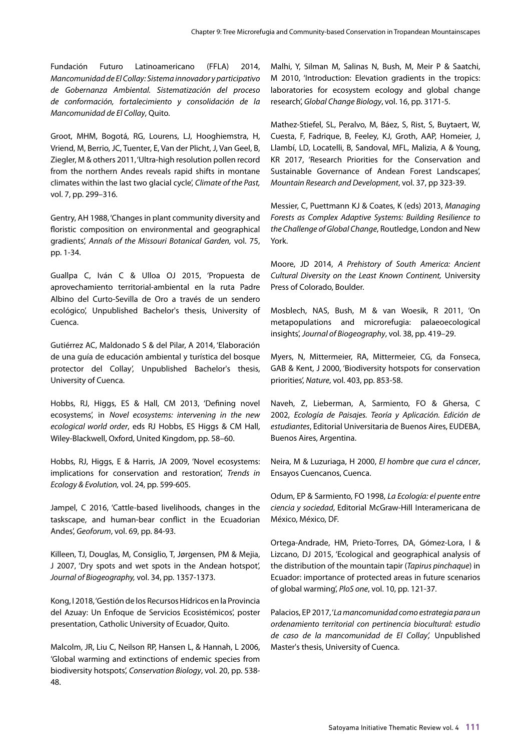Fundación Futuro Latinoamericano (FFLA) 2014, *Mancomunidad de El Collay: Sistema innovador y participativo de Gobernanza Ambiental. Sistematización del proceso de conformación, fortalecimiento y consolidación de la Mancomunidad de El Collay*, Quito.

Groot, MHM, Bogotá, RG, Lourens, LJ, Hooghiemstra, H, Vriend, M, Berrio, JC, Tuenter, E, Van der Plicht, J, Van Geel, B, Ziegler, M & others 2011, 'Ultra-high resolution pollen record from the northern Andes reveals rapid shifts in montane climates within the last two glacial cycle', *Climate of the Past*, vol. 7, pp. 299–316.

Gentry, AH 1988, 'Changes in plant community diversity and floristic composition on environmental and geographical gradients', *Annals of the Missouri Botanical Garden*, vol. 75, pp. 1-34.

Guallpa C, Iván C & Ulloa OJ 2015, 'Propuesta de aprovechamiento territorial-ambiental en la ruta Padre Albino del Curto-Sevilla de Oro a través de un sendero ecológico', Unpublished Bachelor's thesis, University of Cuenca.

Gutiérrez AC, Maldonado S & del Pilar, A 2014, 'Elaboración de una guía de educación ambiental y turística del bosque protector del Collay', Unpublished Bachelor's thesis, University of Cuenca.

Hobbs, RJ, Higgs, ES & Hall, CM 2013, 'Defining novel ecosystems', in *Novel ecosystems: intervening in the new ecological world order*, eds RJ Hobbs, ES Higgs & CM Hall, Wiley-Blackwell, Oxford, United Kingdom, pp. 58–60.

Hobbs, RJ, Higgs, E & Harris, JA 2009, 'Novel ecosystems: implications for conservation and restoration', *Trends in Ecology & Evolution*, vol. 24, pp. 599-605.

Jampel, C 2016, 'Cattle-based livelihoods, changes in the taskscape, and human-bear conflict in the Ecuadorian Andes', *Geoforum*, vol. 69, pp. 84-93.

Killeen, TJ, Douglas, M, Consiglio, T, Jørgensen, PM & Mejia, J 2007, 'Dry spots and wet spots in the Andean hotspot', *Journal of Biogeography*, vol. 34, pp. 1357-1373.

Kong, I 2018, 'Gestión de los Recursos Hídricos en la Provincia del Azuay: Un Enfoque de Servicios Ecosistémicos', poster presentation, Catholic University of Ecuador, Quito.

Malcolm, JR, Liu C, Neilson RP, Hansen L, & Hannah, L 2006, 'Global warming and extinctions of endemic species from biodiversity hotspots', *Conservation Biology*, vol. 20, pp. 538-48.

Malhi, Y, Silman M, Salinas N, Bush, M, Meir P & Saatchi, M 2010, 'Introduction: Elevation gradients in the tropics: laboratories for ecosystem ecology and global change research', *Global Change Biology*, vol. 16, pp. 3171-5.

Mathez-Stiefel, SL, Peralvo, M, Báez, S, Rist, S, Buytaert, W, Cuesta, F, Fadrique, B, Feeley, KJ, Groth, AAP, Homeier, J, Llambí, LD, Locatelli, B, Sandoval, MFL, Malizia, A & Young, KR 2017, 'Research Priorities for the Conservation and Sustainable Governance of Andean Forest Landscapes', *Mountain Research and Development*, vol. 37, pp 323-39.

Messier, C, Puettmann KJ & Coates, K (eds) 2013, *Managing Forests as Complex Adaptive Systems: Building Resilience to the Challenge of Global Change*, Routledge, London and New York.

Moore, JD 2014, *A Prehistory of South America: Ancient Cultural Diversity on the Least Known Continent,* University Press of Colorado, Boulder.

Mosblech, NAS, Bush, M & van Woesik, R 2011, 'On metapopulations and microrefugia: palaeoecological insights', *Journal of Biogeography*, vol. 38, pp. 419–29.

Myers, N, Mittermeier, RA, Mittermeier, CG, da Fonseca, GAB & Kent, J 2000, 'Biodiversity hotspots for conservation priorities', *Nature*, vol. 403, pp. 853-58.

Naveh, Z, Lieberman, A, Sarmiento, FO & Ghersa, C 2002, *Ecología de Paisajes. Teoría y Aplicación. Edición de estudiantes*, Editorial Universitaria de Buenos Aires, EUDEBA, Buenos Aires, Argentina.

Neira, M & Luzuriaga, H 2000, *El hombre que cura el cáncer*, Ensayos Cuencanos, Cuenca.

Odum, EP & Sarmiento, FO 1998, *La Ecología: el puente entre ciencia y sociedad*, Editorial McGraw-Hill Interamericana de México, México, DF.

Ortega-Andrade, HM, Prieto-Torres, DA, Gómez-Lora, I & Lizcano, DJ 2015, 'Ecological and geographical analysis of the distribution of the mountain tapir (*Tapirus pinchaque*) in Ecuador: importance of protected areas in future scenarios of global warming', *PloS one*, vol. 10, pp. 121-37.

Palacios, EP 2017, '*La mancomunidad como estrategia para un ordenamiento territorial con pertinencia biocultural: estudio de caso de la mancomunidad de El Collay*', Unpublished Master's thesis, University of Cuenca.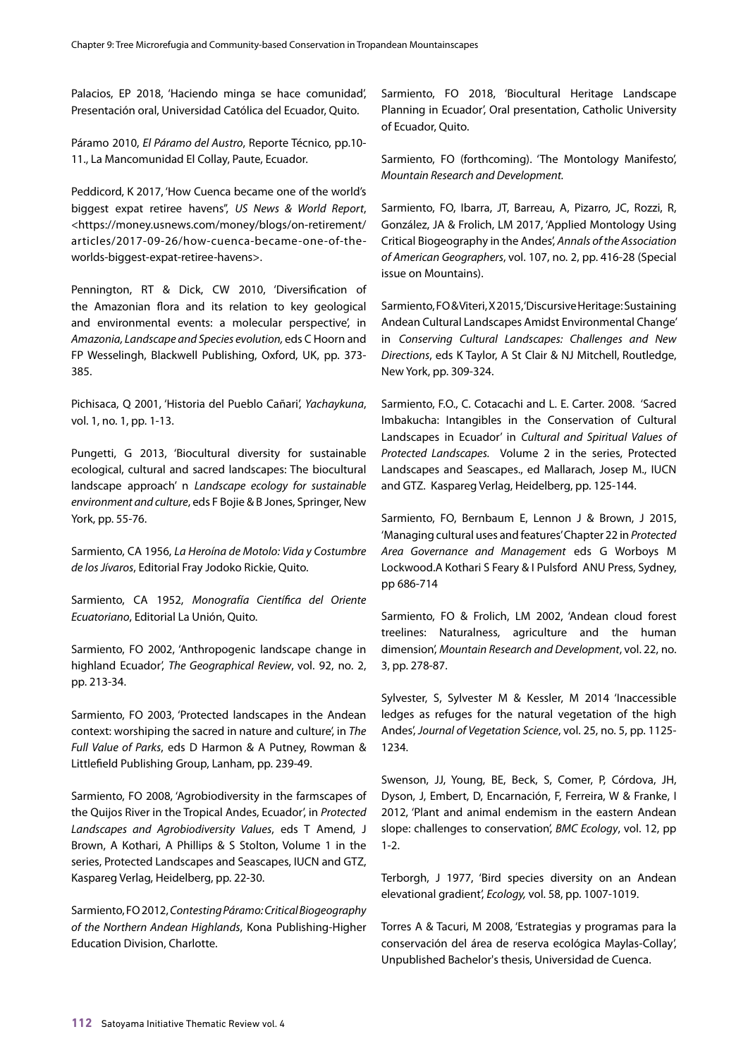Palacios, EP 2018, 'Haciendo minga se hace comunidad', Presentación oral, Universidad Católica del Ecuador, Quito.

Páramo 2010, *El Páramo del Austro*, Reporte Técnico, pp.10-11., La Mancomunidad El Collay, Paute, Ecuador.

Peddicord, K 2017, 'How Cuenca became one of the world's biggest expat retiree havens", *US News & World Report*, <https://money.usnews.com/money/blogs/on-retirement/articles/2017-09-26/how-cuenca-became-one-of-the-worlds-biggest-expat-retiree-havens>.

Pennington, RT & Dick, CW 2010, 'Diversification of the Amazonian flora and its relation to key geological and environmental events: a molecular perspective', in *Amazonia, Landscape and Species evolution,* eds C Hoorn and FP Wesselingh, Blackwell Publishing, Oxford, UK, pp. 373-385.

Pichisaca, Q 2001, 'Historia del Pueblo Cañari', *Yachaykuna*, vol. 1, no. 1, pp. 1-13.

Pungetti, G 2013, 'Biocultural diversity for sustainable ecological, cultural and sacred landscapes: The biocultural landscape approach' n *Landscape ecology for sustainable environment and culture*, eds F Bojie & B Jones, Springer, New York, pp. 55-76.

Sarmiento, CA 1956, *La Heroína de Motolo: Vida y Costumbre de los Jívaros*, Editorial Fray Jodoko Rickie, Quito.

Sarmiento, CA 1952, *Monografía Científica del Oriente Ecuatoriano*, Editorial La Unión, Quito.

Sarmiento, FO 2002, 'Anthropogenic landscape change in highland Ecuador', *The Geographical Review*, vol. 92, no. 2, pp. 213-34.

Sarmiento, FO 2003, 'Protected landscapes in the Andean context: worshiping the sacred in nature and culture', in *The Full Value of Parks*, eds D Harmon & A Putney, Rowman & Littlefield Publishing Group, Lanham, pp. 239-49.

Sarmiento, FO 2008, 'Agrobiodiversity in the farmscapes of the Quijos River in the Tropical Andes, Ecuador', in *Protected Landscapes and Agrobiodiversity Values*, eds T Amend, J Brown, A Kothari, A Phillips & S Stolton, Volume 1 in the series, Protected Landscapes and Seascapes, IUCN and GTZ, Kaspareg Verlag, Heidelberg, pp. 22-30.

Sarmiento, FO 2012, *Contesting Páramo: Critical Biogeography of the Northern Andean Highlands*, Kona Publishing-Higher Education Division, Charlotte.

Sarmiento, FO 2018, 'Biocultural Heritage Landscape Planning in Ecuador', Oral presentation, Catholic University of Ecuador, Quito.

Sarmiento, FO (forthcoming). 'The Montology Manifesto', *Mountain Research and Development.*

Sarmiento, FO, Ibarra, JT, Barreau, A, Pizarro, JC, Rozzi, R, González, JA & Frolich, LM 2017, 'Applied Montology Using Critical Biogeography in the Andes', *Annals of the Association of American Geographers*, vol. 107, no. 2, pp. 416-28 (Special issue on Mountains).

Sarmiento, FO & Viteri, X 2015, 'Discursive Heritage: Sustaining Andean Cultural Landscapes Amidst Environmental Change' in *Conserving Cultural Landscapes: Challenges and New Directions*, eds K Taylor, A St Clair & NJ Mitchell, Routledge, New York, pp. 309-324.

Sarmiento, F.O., C. Cotacachi and L. E. Carter. 2008. 'Sacred Imbakucha: Intangibles in the Conservation of Cultural Landscapes in Ecuador' in *Cultural and Spiritual Values of Protected Landscapes.* Volume 2 in the series, Protected Landscapes and Seascapes., ed Mallarach, Josep M., IUCN and GTZ. Kaspareg Verlag, Heidelberg, pp. 125-144.

Sarmiento, FO, Bernbaum E, Lennon J & Brown, J 2015, 'Managing cultural uses and features' Chapter 22 in *Protected Area Governance and Management* eds G Worboys M Lockwood.A Kothari S Feary & I Pulsford ANU Press, Sydney, pp 686-714

Sarmiento, FO & Frolich, LM 2002, 'Andean cloud forest treelines: Naturalness, agriculture and the human dimension', *Mountain Research and Development*, vol. 22, no. 3, pp. 278-87.

Sylvester, S, Sylvester M & Kessler, M 2014 'Inaccessible ledges as refuges for the natural vegetation of the high Andes', *Journal of Vegetation Science*, vol. 25, no. 5, pp. 1125-1234.

Swenson, JJ, Young, BE, Beck, S, Comer, P, Córdova, JH, Dyson, J, Embert, D, Encarnación, F, Ferreira, W & Franke, I 2012, 'Plant and animal endemism in the eastern Andean slope: challenges to conservation', *BMC Ecology*, vol. 12, pp 1-2.

Terborgh, J 1977, 'Bird species diversity on an Andean elevational gradient', *Ecology,* vol. 58, pp. 1007-1019.

Torres A & Tacuri, M 2008, 'Estrategias y programas para la conservación del área de reserva ecológica Maylas-Collay', Unpublished Bachelor's thesis, Universidad de Cuenca.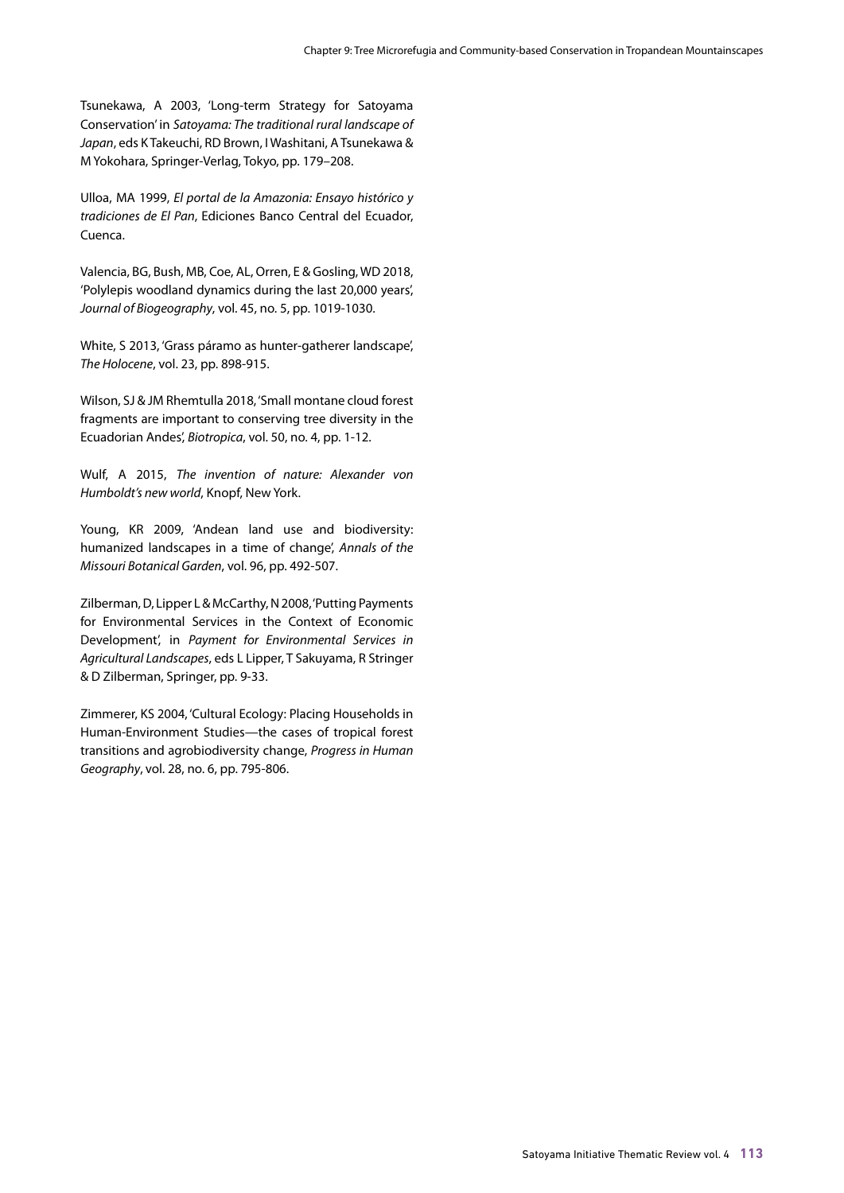Tsunekawa, A 2003, 'Long-term Strategy for Satoyama Conservation' in *Satoyama: The traditional rural landscape of Japan*, eds K Takeuchi, RD Brown, I Washitani, A Tsunekawa & M Yokohara, Springer-Verlag, Tokyo, pp. 179–208.

Ulloa, MA 1999, *El portal de la Amazonia: Ensayo histórico y tradiciones de El Pan*, Ediciones Banco Central del Ecuador, Cuenca.

Valencia, BG, Bush, MB, Coe, AL, Orren, E & Gosling, WD 2018, 'Polylepis woodland dynamics during the last 20,000 years', *Journal of Biogeography*, vol. 45, no. 5, pp. 1019-1030.

White, S 2013, 'Grass páramo as hunter-gatherer landscape', *The Holocene*, vol. 23, pp. 898-915.

Wilson, SJ & JM Rhemtulla 2018, 'Small montane cloud forest fragments are important to conserving tree diversity in the Ecuadorian Andes', *Biotropica*, vol. 50, no. 4, pp. 1-12.

Wulf, A 2015, *The invention of nature: Alexander von Humboldt's new world*, Knopf, New York.

Young, KR 2009, 'Andean land use and biodiversity: humanized landscapes in a time of change', *Annals of the Missouri Botanical Garden*, vol. 96, pp. 492-507.

Zilberman, D, Lipper L & McCarthy, N 2008, 'Putting Payments for Environmental Services in the Context of Economic Development', in *Payment for Environmental Services in Agricultural Landscapes*, eds L Lipper, T Sakuyama, R Stringer & D Zilberman, Springer, pp. 9-33.

Zimmerer, KS 2004, 'Cultural Ecology: Placing Households in Human-Environment Studies—the cases of tropical forest transitions and agrobiodiversity change, *Progress in Human Geography*, vol. 28, no. 6, pp. 795-806.